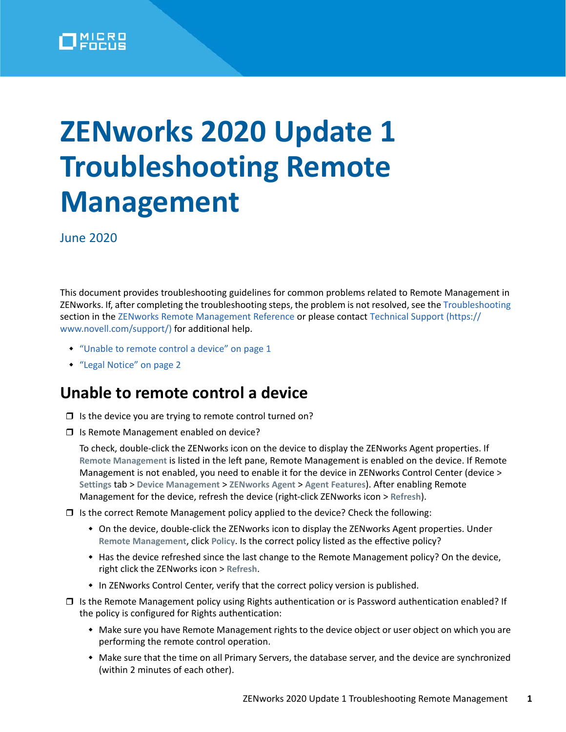# ZENworks 2020 Update 1 Troubleshooting Remote Management

June 2020

This document provides troubleshooting guidelines for common problems related to Remote Management in ZENworks. If, after completing the troubleshooting steps, the problem is not resolved, see the Troubleshooting section in the ZENworks Remote Management Reference or please contact Technical Support (https://www.novell.com/support/) for additional help.

- "Unable to remote control a device" on page 1
- "Legal Notice" on page 2

## Unable to remote control a device

- ☐ Is the device you are trying to remote control turned on?
- ☐ Is Remote Management enabled on device?

  To check, double-click the ZENworks icon on the device to display the ZENworks Agent properties. If **Remote Management** is listed in the left pane, Remote Management is enabled on the device. If Remote Management is not enabled, you need to enable it for the device in ZENworks Control Center (device > **Settings** tab > **Device Management** > **ZENworks Agent** > **Agent Features**). After enabling Remote Management for the device, refresh the device (right-click ZENworks icon > **Refresh**).

- ☐ Is the correct Remote Management policy applied to the device? Check the following:
  - On the device, double-click the ZENworks icon to display the ZENworks Agent properties. Under **Remote Management**, click **Policy**. Is the correct policy listed as the effective policy?
  - Has the device refreshed since the last change to the Remote Management policy? On the device, right click the ZENworks icon > **Refresh**.
  - In ZENworks Control Center, verify that the correct policy version is published.
- ☐ Is the Remote Management policy using Rights authentication or is Password authentication enabled? If the policy is configured for Rights authentication:
  - Make sure you have Remote Management rights to the device object or user object on which you are performing the remote control operation.
  - Make sure that the time on all Primary Servers, the database server, and the device are synchronized (within 2 minutes of each other).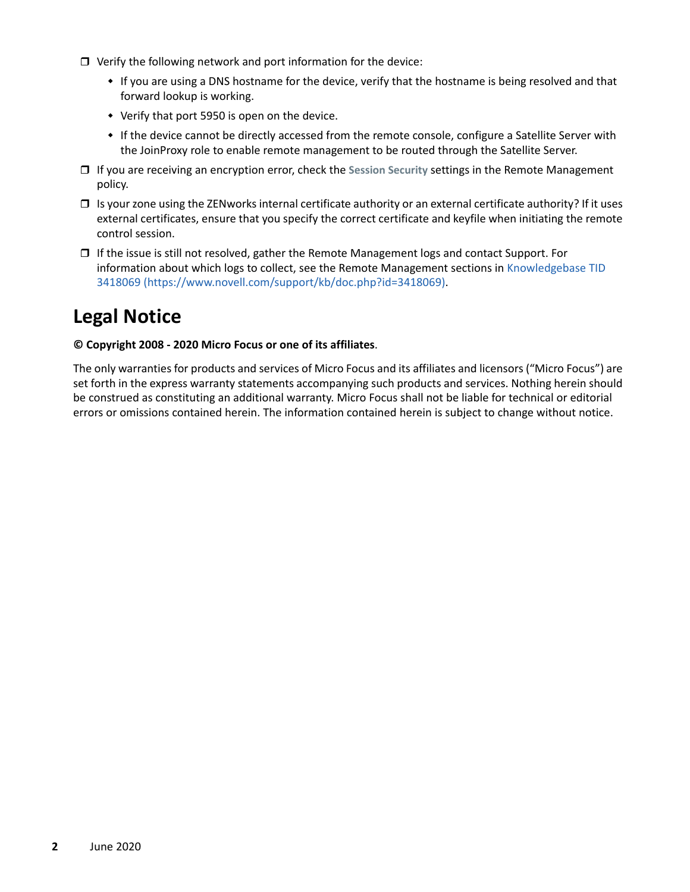- ❐ Verify the following network and port information for the device:
  - If you are using a DNS hostname for the device, verify that the hostname is being resolved and that forward lookup is working.
  - Verify that port 5950 is open on the device.
  - If the device cannot be directly accessed from the remote console, configure a Satellite Server with the JoinProxy role to enable remote management to be routed through the Satellite Server.
- ❐ If you are receiving an encryption error, check the **Session Security** settings in the Remote Management policy.
- ❐ Is your zone using the ZENworks internal certificate authority or an external certificate authority? If it uses external certificates, ensure that you specify the correct certificate and keyfile when initiating the remote control session.
- ❐ If the issue is still not resolved, gather the Remote Management logs and contact Support. For information about which logs to collect, see the Remote Management sections in Knowledgebase TID 3418069 (https://www.novell.com/support/kb/doc.php?id=3418069).

# Legal Notice

**© Copyright 2008 - 2020 Micro Focus or one of its affiliates**.

The only warranties for products and services of Micro Focus and its affiliates and licensors (“Micro Focus”) are set forth in the express warranty statements accompanying such products and services. Nothing herein should be construed as constituting an additional warranty. Micro Focus shall not be liable for technical or editorial errors or omissions contained herein. The information contained herein is subject to change without notice.